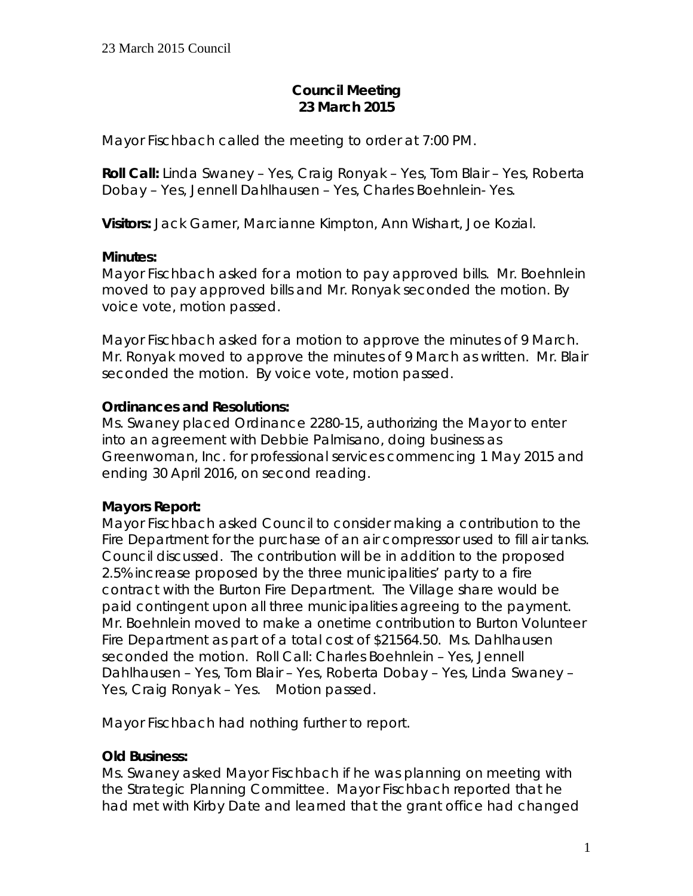# Council Meeting
## 23 March 2015

Mayor Fischbach called the meeting to order at 7:00 PM.

**Roll Call:** Linda Swaney – Yes, Craig Ronyak – Yes, Tom Blair – Yes, Roberta Dobay – Yes, Jennell Dahlhausen – Yes, Charles Boehnlein- Yes.

**Visitors:** Jack Garner, Marcianne Kimpton, Ann Wishart, Joe Kozial.

**Minutes:**
Mayor Fischbach asked for a motion to pay approved bills. Mr. Boehnlein moved to pay approved bills and Mr. Ronyak seconded the motion. By voice vote, motion passed.

Mayor Fischbach asked for a motion to approve the minutes of 9 March. Mr. Ronyak moved to approve the minutes of 9 March as written. Mr. Blair seconded the motion. By voice vote, motion passed.

**Ordinances and Resolutions:**
Ms. Swaney placed Ordinance 2280-15, authorizing the Mayor to enter into an agreement with Debbie Palmisano, doing business as Greenwoman, Inc. for professional services commencing 1 May 2015 and ending 30 April 2016, on second reading.

**Mayors Report:**
Mayor Fischbach asked Council to consider making a contribution to the Fire Department for the purchase of an air compressor used to fill air tanks. Council discussed. The contribution will be in addition to the proposed 2.5% increase proposed by the three municipalities' party to a fire contract with the Burton Fire Department. The Village share would be paid contingent upon all three municipalities agreeing to the payment. Mr. Boehnlein moved to make a onetime contribution to Burton Volunteer Fire Department as part of a total cost of $21564.50. Ms. Dahlhausen seconded the motion. Roll Call: Charles Boehnlein – Yes, Jennell Dahlhausen – Yes, Tom Blair – Yes, Roberta Dobay – Yes, Linda Swaney – Yes, Craig Ronyak – Yes. Motion passed.

Mayor Fischbach had nothing further to report.

**Old Business:**
Ms. Swaney asked Mayor Fischbach if he was planning on meeting with the Strategic Planning Committee. Mayor Fischbach reported that he had met with Kirby Date and learned that the grant office had changed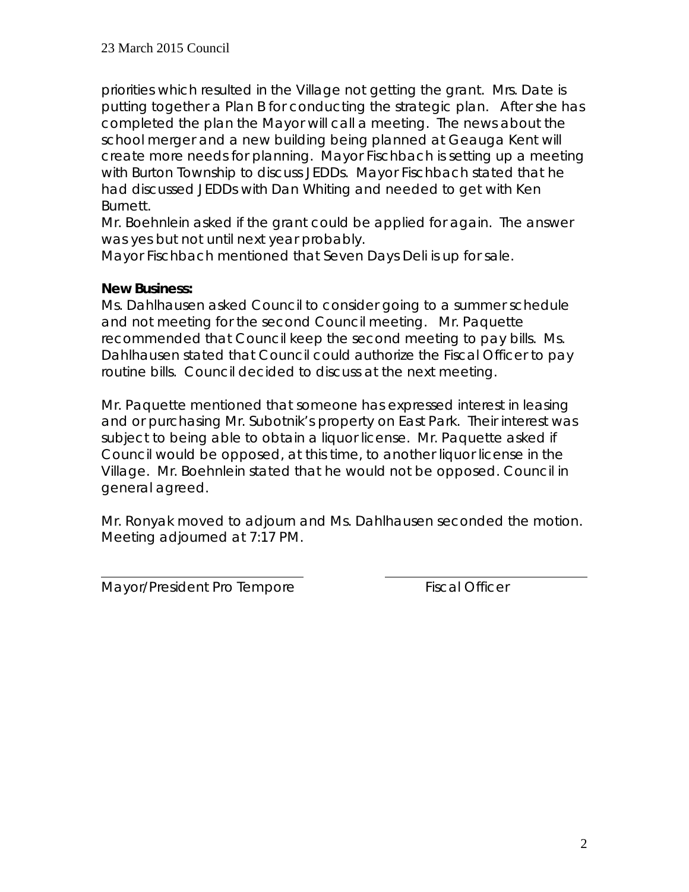priorities which resulted in the Village not getting the grant. Mrs. Date is putting together a Plan B for conducting the strategic plan. After she has completed the plan the Mayor will call a meeting. The news about the school merger and a new building being planned at Geauga Kent will create more needs for planning. Mayor Fischbach is setting up a meeting with Burton Township to discuss JEDDs. Mayor Fischbach stated that he had discussed JEDDs with Dan Whiting and needed to get with Ken Burnett.

Mr. Boehnlein asked if the grant could be applied for again. The answer was yes but not until next year probably.

Mayor Fischbach mentioned that Seven Days Deli is up for sale.

**New Business:**

Ms. Dahlhausen asked Council to consider going to a summer schedule and not meeting for the second Council meeting. Mr. Paquette recommended that Council keep the second meeting to pay bills. Ms. Dahlhausen stated that Council could authorize the Fiscal Officer to pay routine bills. Council decided to discuss at the next meeting.

Mr. Paquette mentioned that someone has expressed interest in leasing and or purchasing Mr. Subotnik's property on East Park. Their interest was subject to being able to obtain a liquor license. Mr. Paquette asked if Council would be opposed, at this time, to another liquor license in the Village. Mr. Boehnlein stated that he would not be opposed. Council in general agreed.

Mr. Ronyak moved to adjourn and Ms. Dahlhausen seconded the motion. Meeting adjourned at 7:17 PM.

Mayor/President Pro Tempore                    Fiscal Officer